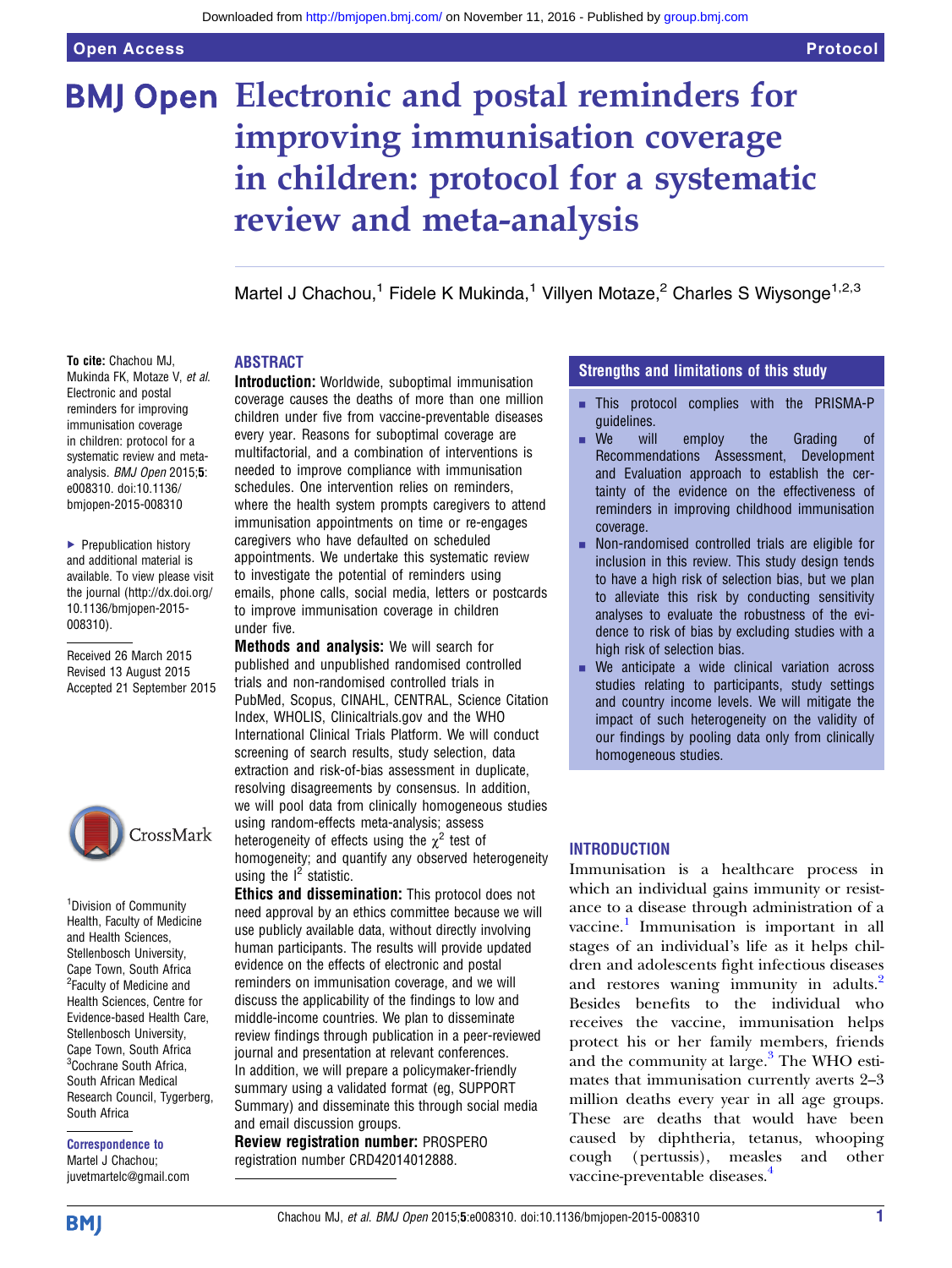# Electronic and postal reminders for improving immunisation coverage in children: protocol for a systematic review and meta-analysis

Martel J Chachou,[1] Fidele K Mukinda,[1] Villyen Motaze,[2] Charles S Wiysonge[1,2,3]

**To cite:** Chachou MJ, Mukinda FK, Motaze V, *et al.* Electronic and postal reminders for improving immunisation coverage in children: protocol for a systematic review and meta-analysis. *BMJ Open* 2015;**5**: e008310. doi:10.1136/bmjopen-2015-008310

▶ Prepublication history and additional material is available. To view please visit the journal (http://dx.doi.org/10.1136/bmjopen-2015-008310).

Received 26 March 2015
Revised 13 August 2015
Accepted 21 September 2015

[1]Division of Community Health, Faculty of Medicine and Health Sciences, Stellenbosch University, Cape Town, South Africa
[2]Faculty of Medicine and Health Sciences, Centre for Evidence-based Health Care, Stellenbosch University, Cape Town, South Africa
[3]Cochrane South Africa, South African Medical Research Council, Tygerberg, South Africa

**Correspondence to**
Martel J Chachou; juvetmartelc@gmail.com

## ABSTRACT

**Introduction:** Worldwide, suboptimal immunisation coverage causes the deaths of more than one million children under five from vaccine-preventable diseases every year. Reasons for suboptimal coverage are multifactorial, and a combination of interventions is needed to improve compliance with immunisation schedules. One intervention relies on reminders, where the health system prompts caregivers to attend immunisation appointments on time or re-engages caregivers who have defaulted on scheduled appointments. We undertake this systematic review to investigate the potential of reminders using emails, phone calls, social media, letters or postcards to improve immunisation coverage in children under five.

**Methods and analysis:** We will search for published and unpublished randomised controlled trials and non-randomised controlled trials in PubMed, Scopus, CINAHL, CENTRAL, Science Citation Index, WHOLIS, Clinicaltrials.gov and the WHO International Clinical Trials Platform. We will conduct screening of search results, study selection, data extraction and risk-of-bias assessment in duplicate, resolving disagreements by consensus. In addition, we will pool data from clinically homogeneous studies using random-effects meta-analysis; assess heterogeneity of effects using the $\chi^2$ test of homogeneity; and quantify any observed heterogeneity using the $I^2$ statistic.

**Ethics and dissemination:** This protocol does not need approval by an ethics committee because we will use publicly available data, without directly involving human participants. The results will provide updated evidence on the effects of electronic and postal reminders on immunisation coverage, and we will discuss the applicability of the findings to low and middle-income countries. We plan to disseminate review findings through publication in a peer-reviewed journal and presentation at relevant conferences. In addition, we will prepare a policymaker-friendly summary using a validated format (eg, SUPPORT Summary) and disseminate this through social media and email discussion groups.

**Review registration number:** PROSPERO registration number CRD42014012888.

## Strengths and limitations of this study

- This protocol complies with the PRISMA-P guidelines.
- We will employ the Grading of Recommendations Assessment, Development and Evaluation approach to establish the certainty of the evidence on the effectiveness of reminders in improving childhood immunisation coverage.
- Non-randomised controlled trials are eligible for inclusion in this review. This study design tends to have a high risk of selection bias, but we plan to alleviate this risk by conducting sensitivity analyses to evaluate the robustness of the evidence to risk of bias by excluding studies with a high risk of selection bias.
- We anticipate a wide clinical variation across studies relating to participants, study settings and country income levels. We will mitigate the impact of such heterogeneity on the validity of our findings by pooling data only from clinically homogeneous studies.

## INTRODUCTION

Immunisation is a healthcare process in which an individual gains immunity or resistance to a disease through administration of a vaccine.[1] Immunisation is important in all stages of an individual's life as it helps children and adolescents fight infectious diseases and restores waning immunity in adults.[2] Besides benefits to the individual who receives the vaccine, immunisation helps protect his or her family members, friends and the community at large.[3] The WHO estimates that immunisation currently averts 2–3 million deaths every year in all age groups. These are deaths that would have been caused by diphtheria, tetanus, whooping cough (pertussis), measles and other vaccine-preventable diseases.[4]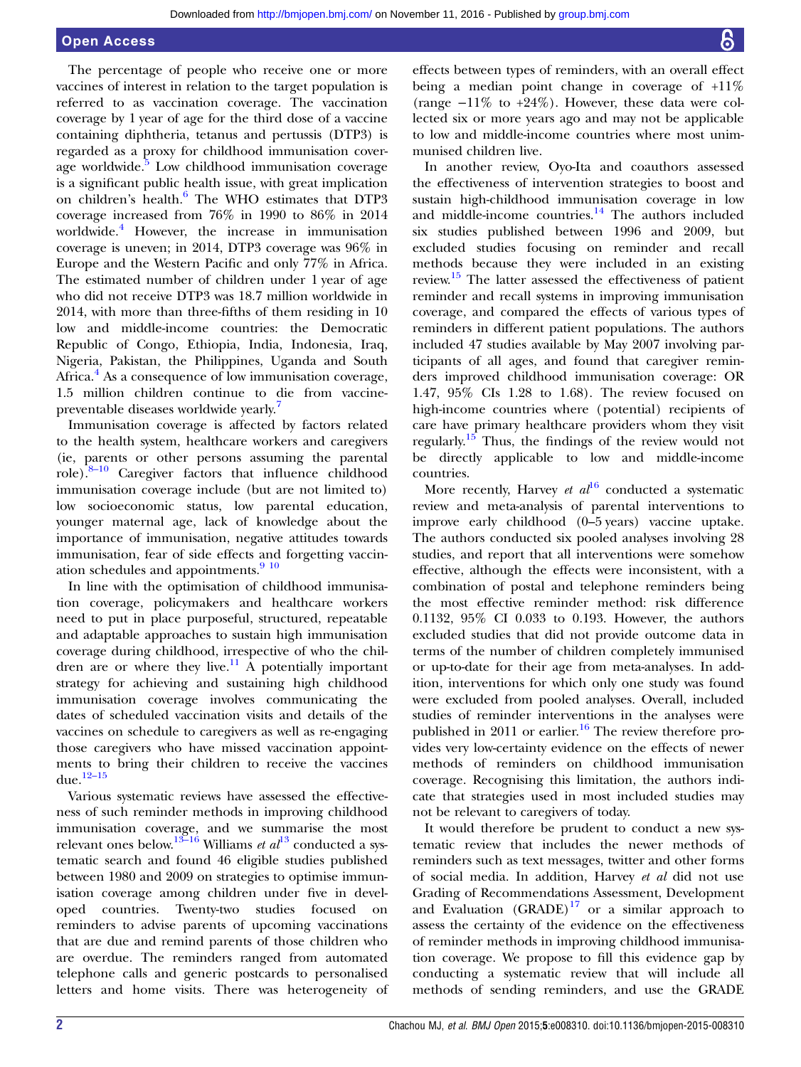The percentage of people who receive one or more vaccines of interest in relation to the target population is referred to as vaccination coverage. The vaccination coverage by 1 year of age for the third dose of a vaccine containing diphtheria, tetanus and pertussis (DTP3) is regarded as a proxy for childhood immunisation coverage worldwide.[5] Low childhood immunisation coverage is a significant public health issue, with great implication on children's health.[6] The WHO estimates that DTP3 coverage increased from 76% in 1990 to 86% in 2014 worldwide.[4] However, the increase in immunisation coverage is uneven; in 2014, DTP3 coverage was 96% in Europe and the Western Pacific and only 77% in Africa. The estimated number of children under 1 year of age who did not receive DTP3 was 18.7 million worldwide in 2014, with more than three-fifths of them residing in 10 low and middle-income countries: the Democratic Republic of Congo, Ethiopia, India, Indonesia, Iraq, Nigeria, Pakistan, the Philippines, Uganda and South Africa.[4] As a consequence of low immunisation coverage, 1.5 million children continue to die from vaccine-preventable diseases worldwide yearly.[7]

Immunisation coverage is affected by factors related to the health system, healthcare workers and caregivers (ie, parents or other persons assuming the parental role).[8–10] Caregiver factors that influence childhood immunisation coverage include (but are not limited to) low socioeconomic status, low parental education, younger maternal age, lack of knowledge about the importance of immunisation, negative attitudes towards immunisation, fear of side effects and forgetting vaccination schedules and appointments.[9 10]

In line with the optimisation of childhood immunisation coverage, policymakers and healthcare workers need to put in place purposeful, structured, repeatable and adaptable approaches to sustain high immunisation coverage during childhood, irrespective of who the children are or where they live.[11] A potentially important strategy for achieving and sustaining high childhood immunisation coverage involves communicating the dates of scheduled vaccination visits and details of the vaccines on schedule to caregivers as well as re-engaging those caregivers who have missed vaccination appointments to bring their children to receive the vaccines due.[12–15]

Various systematic reviews have assessed the effectiveness of such reminder methods in improving childhood immunisation coverage, and we summarise the most relevant ones below.[13–16] Williams *et al*[13] conducted a systematic search and found 46 eligible studies published between 1980 and 2009 on strategies to optimise immunisation coverage among children under five in developed countries. Twenty-two studies focused on reminders to advise parents of upcoming vaccinations that are due and remind parents of those children who are overdue. The reminders ranged from automated telephone calls and generic postcards to personalised letters and home visits. There was heterogeneity of effects between types of reminders, with an overall effect being a median point change in coverage of +11% (range −11% to +24%). However, these data were collected six or more years ago and may not be applicable to low and middle-income countries where most unimmunised children live.

In another review, Oyo-Ita and coauthors assessed the effectiveness of intervention strategies to boost and sustain high-childhood immunisation coverage in low and middle-income countries.[14] The authors included six studies published between 1996 and 2009, but excluded studies focusing on reminder and recall methods because they were included in an existing review.[15] The latter assessed the effectiveness of patient reminder and recall systems in improving immunisation coverage, and compared the effects of various types of reminders in different patient populations. The authors included 47 studies available by May 2007 involving participants of all ages, and found that caregiver reminders improved childhood immunisation coverage: OR 1.47, 95% CIs 1.28 to 1.68). The review focused on high-income countries where (potential) recipients of care have primary healthcare providers whom they visit regularly.[15] Thus, the findings of the review would not be directly applicable to low and middle-income countries.

More recently, Harvey *et al*[16] conducted a systematic review and meta-analysis of parental interventions to improve early childhood (0–5 years) vaccine uptake. The authors conducted six pooled analyses involving 28 studies, and report that all interventions were somehow effective, although the effects were inconsistent, with a combination of postal and telephone reminders being the most effective reminder method: risk difference 0.1132, 95% CI 0.033 to 0.193. However, the authors excluded studies that did not provide outcome data in terms of the number of children completely immunised or up-to-date for their age from meta-analyses. In addition, interventions for which only one study was found were excluded from pooled analyses. Overall, included studies of reminder interventions in the analyses were published in 2011 or earlier.[16] The review therefore provides very low-certainty evidence on the effects of newer methods of reminders on childhood immunisation coverage. Recognising this limitation, the authors indicate that strategies used in most included studies may not be relevant to caregivers of today.

It would therefore be prudent to conduct a new systematic review that includes the newer methods of reminders such as text messages, twitter and other forms of social media. In addition, Harvey *et al* did not use Grading of Recommendations Assessment, Development and Evaluation (GRADE)[17] or a similar approach to assess the certainty of the evidence on the effectiveness of reminder methods in improving childhood immunisation coverage. We propose to fill this evidence gap by conducting a systematic review that will include all methods of sending reminders, and use the GRADE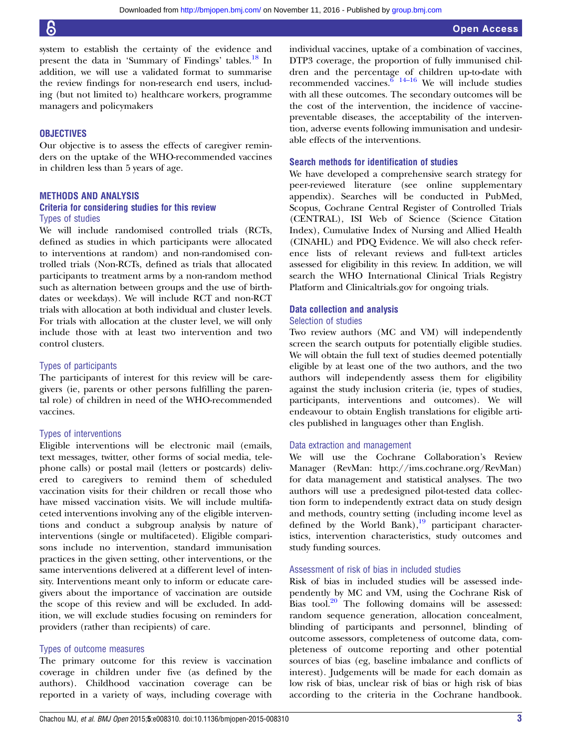system to establish the certainty of the evidence and present the data in 'Summary of Findings' tables.[18] In addition, we will use a validated format to summarise the review findings for non-research end users, including (but not limited to) healthcare workers, programme managers and policymakers

## OBJECTIVES

Our objective is to assess the effects of caregiver reminders on the uptake of the WHO-recommended vaccines in children less than 5 years of age.

## METHODS AND ANALYSIS

### Criteria for considering studies for this review

#### Types of studies

We will include randomised controlled trials (RCTs, defined as studies in which participants were allocated to interventions at random) and non-randomised controlled trials (Non-RCTs, defined as trials that allocated participants to treatment arms by a non-random method such as alternation between groups and the use of birthdates or weekdays). We will include RCT and non-RCT trials with allocation at both individual and cluster levels. For trials with allocation at the cluster level, we will only include those with at least two intervention and two control clusters.

#### Types of participants

The participants of interest for this review will be caregivers (ie, parents or other persons fulfilling the parental role) of children in need of the WHO-recommended vaccines.

#### Types of interventions

Eligible interventions will be electronic mail (emails, text messages, twitter, other forms of social media, telephone calls) or postal mail (letters or postcards) delivered to caregivers to remind them of scheduled vaccination visits for their children or recall those who have missed vaccination visits. We will include multifaceted interventions involving any of the eligible interventions and conduct a subgroup analysis by nature of interventions (single or multifaceted). Eligible comparisons include no intervention, standard immunisation practices in the given setting, other interventions, or the same interventions delivered at a different level of intensity. Interventions meant only to inform or educate caregivers about the importance of vaccination are outside the scope of this review and will be excluded. In addition, we will exclude studies focusing on reminders for providers (rather than recipients) of care.

#### Types of outcome measures

The primary outcome for this review is vaccination coverage in children under five (as defined by the authors). Childhood vaccination coverage can be reported in a variety of ways, including coverage with individual vaccines, uptake of a combination of vaccines, DTP3 coverage, the proportion of fully immunised children and the percentage of children up-to-date with recommended vaccines.[6 14–16] We will include studies with all these outcomes. The secondary outcomes will be the cost of the intervention, the incidence of vaccine-preventable diseases, the acceptability of the intervention, adverse events following immunisation and undesirable effects of the interventions.

### Search methods for identification of studies

We have developed a comprehensive search strategy for peer-reviewed literature (see online supplementary appendix). Searches will be conducted in PubMed, Scopus, Cochrane Central Register of Controlled Trials (CENTRAL), ISI Web of Science (Science Citation Index), Cumulative Index of Nursing and Allied Health (CINAHL) and PDQ Evidence. We will also check reference lists of relevant reviews and full-text articles assessed for eligibility in this review. In addition, we will search the WHO International Clinical Trials Registry Platform and Clinicaltrials.gov for ongoing trials.

### Data collection and analysis

#### Selection of studies

Two review authors (MC and VM) will independently screen the search outputs for potentially eligible studies. We will obtain the full text of studies deemed potentially eligible by at least one of the two authors, and the two authors will independently assess them for eligibility against the study inclusion criteria (ie, types of studies, participants, interventions and outcomes). We will endeavour to obtain English translations for eligible articles published in languages other than English.

#### Data extraction and management

We will use the Cochrane Collaboration's Review Manager (RevMan: http://ims.cochrane.org/RevMan) for data management and statistical analyses. The two authors will use a predesigned pilot-tested data collection form to independently extract data on study design and methods, country setting (including income level as defined by the World Bank),[19] participant characteristics, intervention characteristics, study outcomes and study funding sources.

#### Assessment of risk of bias in included studies

Risk of bias in included studies will be assessed independently by MC and VM, using the Cochrane Risk of Bias tool.[20] The following domains will be assessed: random sequence generation, allocation concealment, blinding of participants and personnel, blinding of outcome assessors, completeness of outcome data, completeness of outcome reporting and other potential sources of bias (eg, baseline imbalance and conflicts of interest). Judgements will be made for each domain as low risk of bias, unclear risk of bias or high risk of bias according to the criteria in the Cochrane handbook.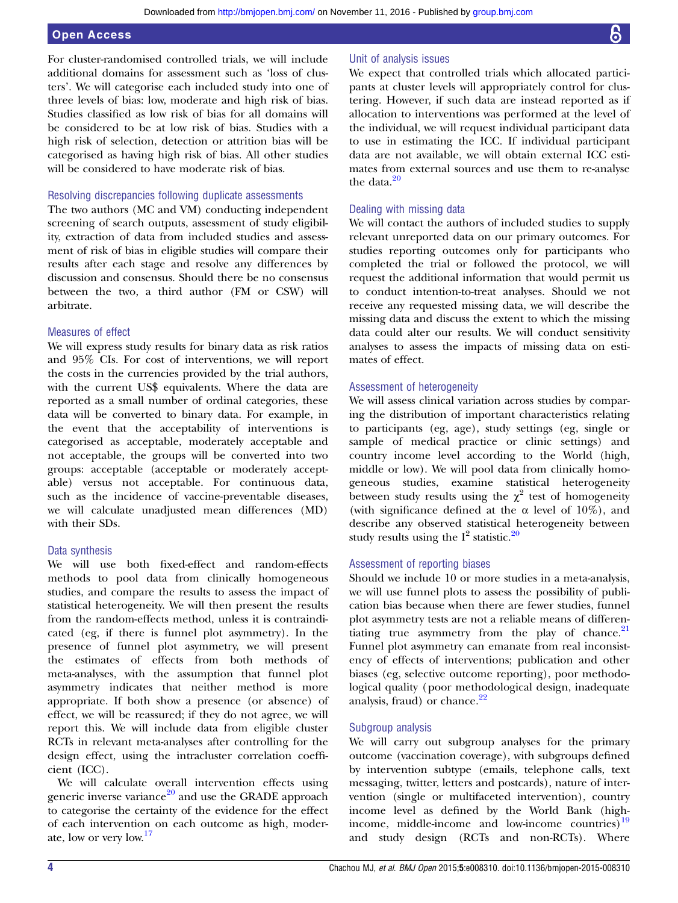For cluster-randomised controlled trials, we will include additional domains for assessment such as 'loss of clusters'. We will categorise each included study into one of three levels of bias: low, moderate and high risk of bias. Studies classified as low risk of bias for all domains will be considered to be at low risk of bias. Studies with a high risk of selection, detection or attrition bias will be categorised as having high risk of bias. All other studies will be considered to have moderate risk of bias.

### Resolving discrepancies following duplicate assessments

The two authors (MC and VM) conducting independent screening of search outputs, assessment of study eligibility, extraction of data from included studies and assessment of risk of bias in eligible studies will compare their results after each stage and resolve any differences by discussion and consensus. Should there be no consensus between the two, a third author (FM or CSW) will arbitrate.

### Measures of effect

We will express study results for binary data as risk ratios and 95% CIs. For cost of interventions, we will report the costs in the currencies provided by the trial authors, with the current US$ equivalents. Where the data are reported as a small number of ordinal categories, these data will be converted to binary data. For example, in the event that the acceptability of interventions is categorised as acceptable, moderately acceptable and not acceptable, the groups will be converted into two groups: acceptable (acceptable or moderately acceptable) versus not acceptable. For continuous data, such as the incidence of vaccine-preventable diseases, we will calculate unadjusted mean differences (MD) with their SDs.

### Data synthesis

We will use both fixed-effect and random-effects methods to pool data from clinically homogeneous studies, and compare the results to assess the impact of statistical heterogeneity. We will then present the results from the random-effects method, unless it is contraindicated (eg, if there is funnel plot asymmetry). In the presence of funnel plot asymmetry, we will present the estimates of effects from both methods of meta-analyses, with the assumption that funnel plot asymmetry indicates that neither method is more appropriate. If both show a presence (or absence) of effect, we will be reassured; if they do not agree, we will report this. We will include data from eligible cluster RCTs in relevant meta-analyses after controlling for the design effect, using the intracluster correlation coefficient (ICC).

We will calculate overall intervention effects using generic inverse variance[20] and use the GRADE approach to categorise the certainty of the evidence for the effect of each intervention on each outcome as high, moderate, low or very low.[17]

### Unit of analysis issues

We expect that controlled trials which allocated participants at cluster levels will appropriately control for clustering. However, if such data are instead reported as if allocation to interventions was performed at the level of the individual, we will request individual participant data to use in estimating the ICC. If individual participant data are not available, we will obtain external ICC estimates from external sources and use them to re-analyse the data.[20]

### Dealing with missing data

We will contact the authors of included studies to supply relevant unreported data on our primary outcomes. For studies reporting outcomes only for participants who completed the trial or followed the protocol, we will request the additional information that would permit us to conduct intention-to-treat analyses. Should we not receive any requested missing data, we will describe the missing data and discuss the extent to which the missing data could alter our results. We will conduct sensitivity analyses to assess the impacts of missing data on estimates of effect.

### Assessment of heterogeneity

We will assess clinical variation across studies by comparing the distribution of important characteristics relating to participants (eg, age), study settings (eg, single or sample of medical practice or clinic settings) and country income level according to the World (high, middle or low). We will pool data from clinically homogeneous studies, examine statistical heterogeneity between study results using the $\chi^2$ test of homogeneity (with significance defined at the $\alpha$ level of 10%), and describe any observed statistical heterogeneity between study results using the $I^2$ statistic.[20]

### Assessment of reporting biases

Should we include 10 or more studies in a meta-analysis, we will use funnel plots to assess the possibility of publication bias because when there are fewer studies, funnel plot asymmetry tests are not a reliable means of differentiating true asymmetry from the play of chance.[21] Funnel plot asymmetry can emanate from real inconsistency of effects of interventions; publication and other biases (eg, selective outcome reporting), poor methodological quality (poor methodological design, inadequate analysis, fraud) or chance.[22]

### Subgroup analysis

We will carry out subgroup analyses for the primary outcome (vaccination coverage), with subgroups defined by intervention subtype (emails, telephone calls, text messaging, twitter, letters and postcards), nature of intervention (single or multifaceted intervention), country income level as defined by the World Bank (high-income, middle-income and low-income countries)[19] and study design (RCTs and non-RCTs). Where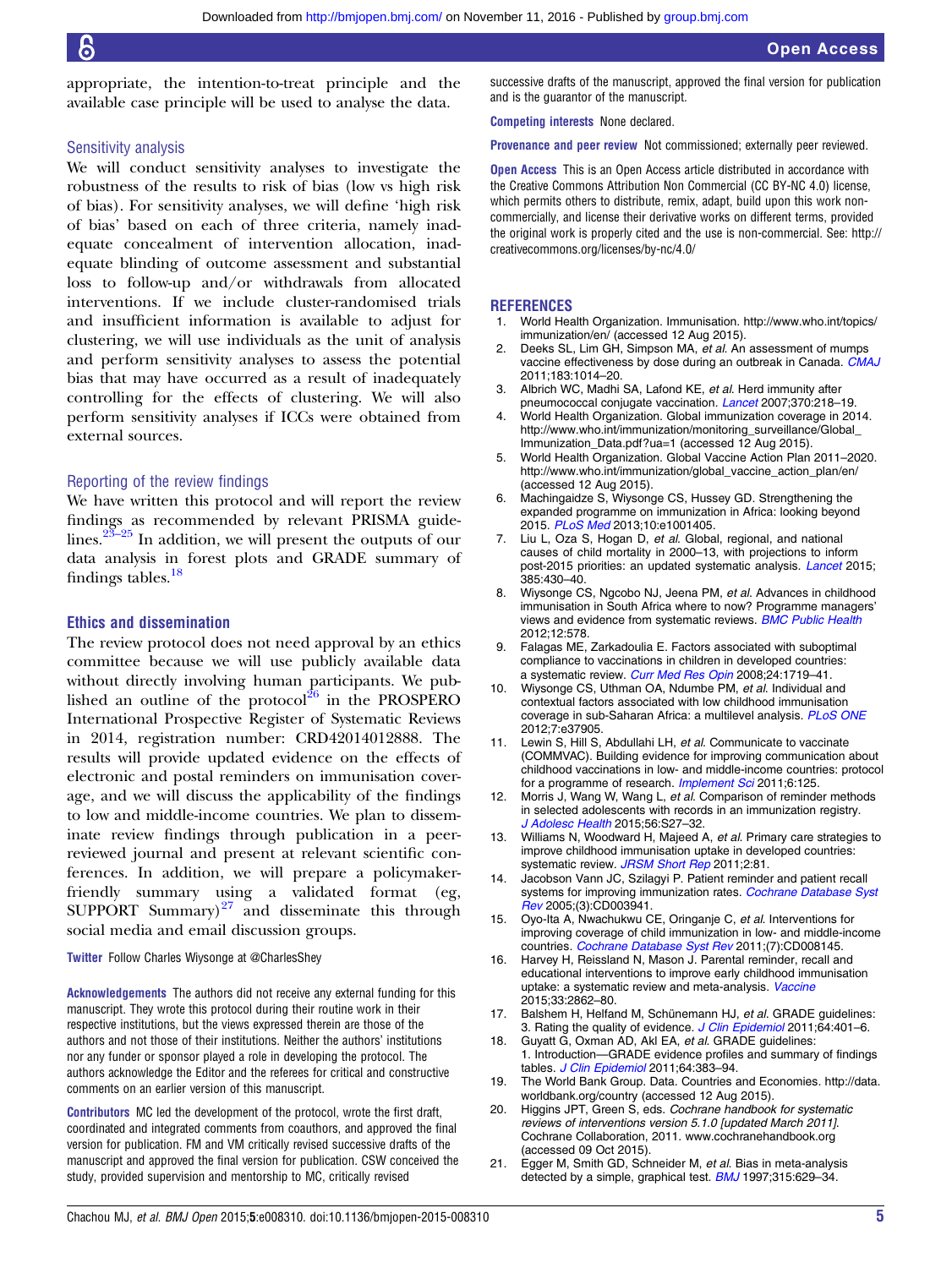appropriate, the intention-to-treat principle and the available case principle will be used to analyse the data.

### Sensitivity analysis

We will conduct sensitivity analyses to investigate the robustness of the results to risk of bias (low vs high risk of bias). For sensitivity analyses, we will define 'high risk of bias' based on each of three criteria, namely inadequate concealment of intervention allocation, inadequate blinding of outcome assessment and substantial loss to follow-up and/or withdrawals from allocated interventions. If we include cluster-randomised trials and insufficient information is available to adjust for clustering, we will use individuals as the unit of analysis and perform sensitivity analyses to assess the potential bias that may have occurred as a result of inadequately controlling for the effects of clustering. We will also perform sensitivity analyses if ICCs were obtained from external sources.

### Reporting of the review findings

We have written this protocol and will report the review findings as recommended by relevant PRISMA guidelines.[23–25] In addition, we will present the outputs of our data analysis in forest plots and GRADE summary of findings tables.[18]

## Ethics and dissemination

The review protocol does not need approval by an ethics committee because we will use publicly available data without directly involving human participants. We published an outline of the protocol[26] in the PROSPERO International Prospective Register of Systematic Reviews in 2014, registration number: CRD42014012888. The results will provide updated evidence on the effects of electronic and postal reminders on immunisation coverage, and we will discuss the applicability of the findings to low and middle-income countries. We plan to disseminate review findings through publication in a peer-reviewed journal and present at relevant scientific conferences. In addition, we will prepare a policymaker-friendly summary using a validated format (eg, SUPPORT Summary)[27] and disseminate this through social media and email discussion groups.

**Twitter** Follow Charles Wiysonge at @CharlesShey

**Acknowledgements** The authors did not receive any external funding for this manuscript. They wrote this protocol during their routine work in their respective institutions, but the views expressed therein are those of the authors and not those of their institutions. Neither the authors' institutions nor any funder or sponsor played a role in developing the protocol. The authors acknowledge the Editor and the referees for critical and constructive comments on an earlier version of this manuscript.

**Contributors** MC led the development of the protocol, wrote the first draft, coordinated and integrated comments from coauthors, and approved the final version for publication. FM and VM critically revised successive drafts of the manuscript and approved the final version for publication. CSW conceived the study, provided supervision and mentorship to MC, critically revised successive drafts of the manuscript, approved the final version for publication and is the guarantor of the manuscript.

**Competing interests** None declared.

**Provenance and peer review** Not commissioned; externally peer reviewed.

**Open Access** This is an Open Access article distributed in accordance with the Creative Commons Attribution Non Commercial (CC BY-NC 4.0) license, which permits others to distribute, remix, adapt, build upon this work non-commercially, and license their derivative works on different terms, provided the original work is properly cited and the use is non-commercial. See: http://creativecommons.org/licenses/by-nc/4.0/

## REFERENCES

1. World Health Organization. Immunisation. http://www.who.int/topics/immunization/en/ (accessed 12 Aug 2015).
2. Deeks SL, Lim GH, Simpson MA, *et al.* An assessment of mumps vaccine effectiveness by dose during an outbreak in Canada. *CMAJ* 2011;183:1014–20.
3. Albrich WC, Madhi SA, Lafond KE, *et al.* Herd immunity after pneumococcal conjugate vaccination. *Lancet* 2007;370:218–19.
4. World Health Organization. Global immunization coverage in 2014. http://www.who.int/immunization/monitoring_surveillance/Global_Immunization_Data.pdf?ua=1 (accessed 12 Aug 2015).
5. World Health Organization. Global Vaccine Action Plan 2011–2020. http://www.who.int/immunization/global_vaccine_action_plan/en/ (accessed 12 Aug 2015).
6. Machingaidze S, Wiysonge CS, Hussey GD. Strengthening the expanded programme on immunization in Africa: looking beyond 2015. *PLoS Med* 2013;10:e1001405.
7. Liu L, Oza S, Hogan D, *et al.* Global, regional, and national causes of child mortality in 2000–13, with projections to inform post-2015 priorities: an updated systematic analysis. *Lancet* 2015; 385:430–40.
8. Wiysonge CS, Ngcobo NJ, Jeena PM, *et al.* Advances in childhood immunisation in South Africa where to now? Programme managers' views and evidence from systematic reviews. *BMC Public Health* 2012;12:578.
9. Falagas ME, Zarkadoulia E. Factors associated with suboptimal compliance to vaccinations in children in developed countries: a systematic review. *Curr Med Res Opin* 2008;24:1719–41.
10. Wiysonge CS, Uthman OA, Ndumbe PM, *et al.* Individual and contextual factors associated with low childhood immunisation coverage in sub-Saharan Africa: a multilevel analysis. *PLoS ONE* 2012;7:e37905.
11. Lewin S, Hill S, Abdullahi LH, *et al.* Communicate to vaccinate (COMMVAC). Building evidence for improving communication about childhood vaccinations in low- and middle-income countries: protocol for a programme of research. *Implement Sci* 2011;6:125.
12. Morris J, Wang W, Wang L, *et al.* Comparison of reminder methods in selected adolescents with records in an immunization registry. *J Adolesc Health* 2015;56:S27–32.
13. Williams N, Woodward H, Majeed A, *et al.* Primary care strategies to improve childhood immunisation uptake in developed countries: systematic review. *JRSM Short Rep* 2011;2:81.
14. Jacobson Vann JC, Szilagyi P. Patient reminder and patient recall systems for improving immunization rates. *Cochrane Database Syst Rev* 2005;(3):CD003941.
15. Oyo-Ita A, Nwachukwu CE, Oringanje C, *et al.* Interventions for improving coverage of child immunization in low- and middle-income countries. *Cochrane Database Syst Rev* 2011;(7):CD008145.
16. Harvey H, Reissland N, Mason J. Parental reminder, recall and educational interventions to improve early childhood immunisation uptake: a systematic review and meta-analysis. *Vaccine* 2015;33:2862–80.
17. Balshem H, Helfand M, Schünemann HJ, *et al.* GRADE guidelines: 3. Rating the quality of evidence. *J Clin Epidemiol* 2011;64:401–6.
18. Guyatt G, Oxman AD, Akl EA, *et al.* GRADE guidelines: 1. Introduction—GRADE evidence profiles and summary of findings tables. *J Clin Epidemiol* 2011;64:383–94.
19. The World Bank Group. Data. Countries and Economies. http://data.worldbank.org/country (accessed 12 Aug 2015).
20. Higgins JPT, Green S, eds. *Cochrane handbook for systematic reviews of interventions version 5.1.0 [updated March 2011].* Cochrane Collaboration, 2011. www.cochranehandbook.org (accessed 09 Oct 2015).
21. Egger M, Smith GD, Schneider M, *et al.* Bias in meta-analysis detected by a simple, graphical test. *BMJ* 1997;315:629–34.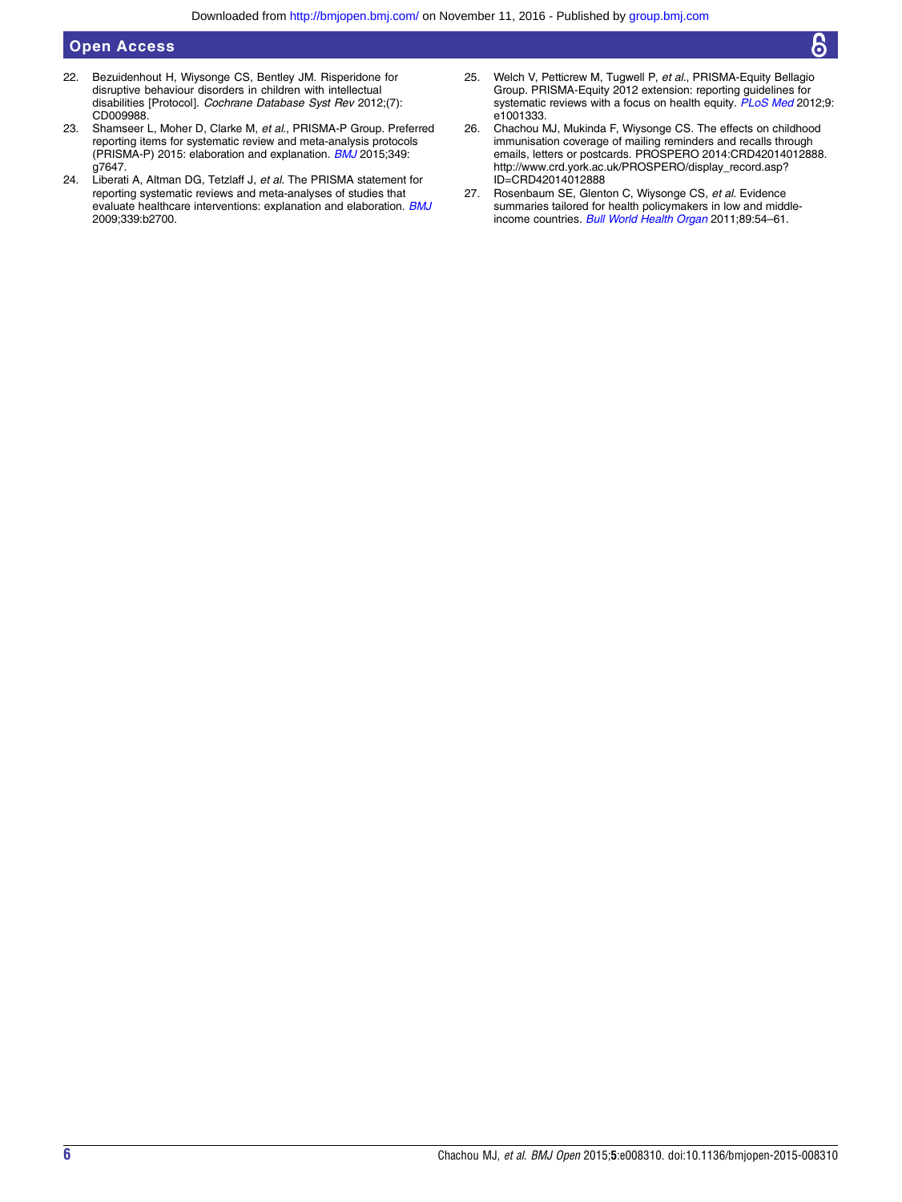22. Bezuidenhout H, Wiysonge CS, Bentley JM. Risperidone for disruptive behaviour disorders in children with intellectual disabilities [Protocol]. *Cochrane Database Syst Rev* 2012;(7):CD009988.
23. Shamseer L, Moher D, Clarke M, *et al*., PRISMA-P Group. Preferred reporting items for systematic review and meta-analysis protocols (PRISMA-P) 2015: elaboration and explanation. *BMJ* 2015;349:g7647.
24. Liberati A, Altman DG, Tetzlaff J, *et al*. The PRISMA statement for reporting systematic reviews and meta-analyses of studies that evaluate healthcare interventions: explanation and elaboration. *BMJ* 2009;339:b2700.
25. Welch V, Petticrew M, Tugwell P, *et al*., PRISMA-Equity Bellagio Group. PRISMA-Equity 2012 extension: reporting guidelines for systematic reviews with a focus on health equity. *PLoS Med* 2012;9:e1001333.
26. Chachou MJ, Mukinda F, Wiysonge CS. The effects on childhood immunisation coverage of mailing reminders and recalls through emails, letters or postcards. PROSPERO 2014:CRD42014012888. http://www.crd.york.ac.uk/PROSPERO/display_record.asp?ID=CRD42014012888
27. Rosenbaum SE, Glenton C, Wiysonge CS, *et al*. Evidence summaries tailored for health policymakers in low and middle-income countries. *Bull World Health Organ* 2011;89:54–61.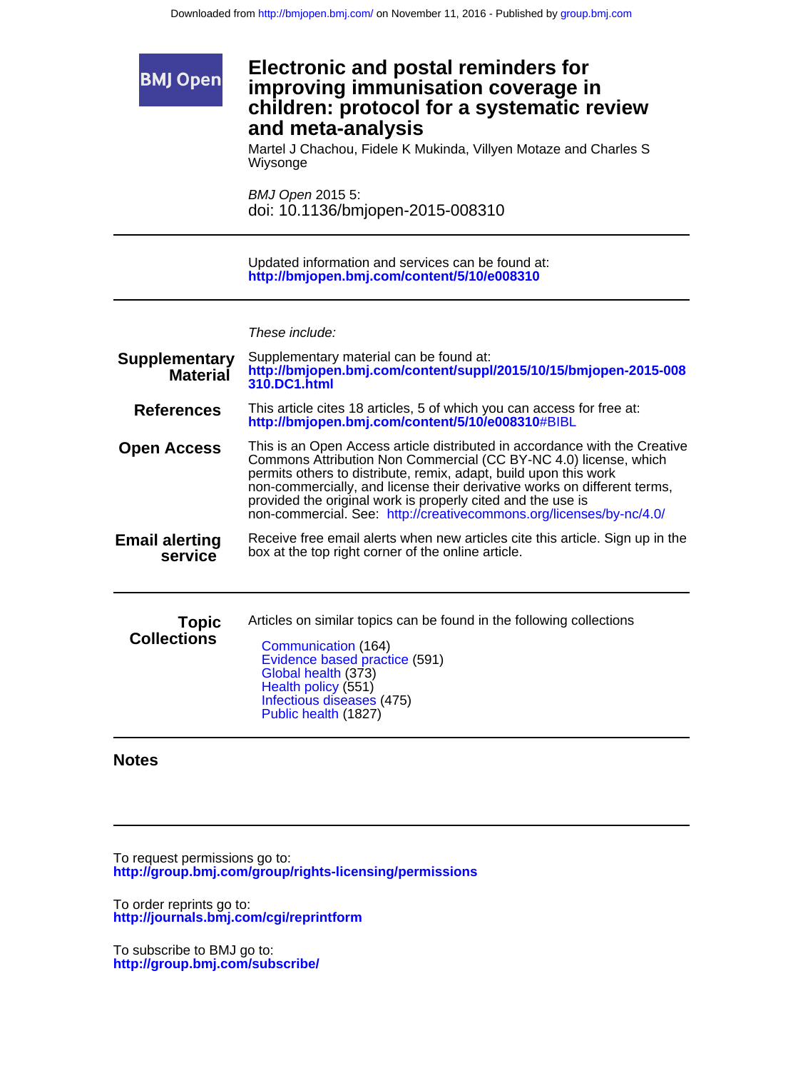Downloaded from http://bmjopen.bmj.com/ on November 11, 2016 - Published by group.bmj.com

BMJ Open

# Electronic and postal reminders for improving immunisation coverage in children: protocol for a systematic review and meta-analysis

Martel J Chachou, Fidele K Mukinda, Villyen Motaze and Charles S Wiysonge

*BMJ Open* 2015 5:
doi: 10.1136/bmjopen-2015-008310

Updated information and services can be found at:
**http://bmjopen.bmj.com/content/5/10/e008310**

*These include:*

**Supplementary Material**
Supplementary material can be found at:
**http://bmjopen.bmj.com/content/suppl/2015/10/15/bmjopen-2015-008310.DC1.html**

**References**
This article cites 18 articles, 5 of which you can access for free at:
**http://bmjopen.bmj.com/content/5/10/e008310**#BIBL

**Open Access**
This is an Open Access article distributed in accordance with the Creative Commons Attribution Non Commercial (CC BY-NC 4.0) license, which permits others to distribute, remix, adapt, build upon this work non-commercially, and license their derivative works on different terms, provided the original work is properly cited and the use is non-commercial. See: http://creativecommons.org/licenses/by-nc/4.0/

**Email alerting service**
Receive free email alerts when new articles cite this article. Sign up in the box at the top right corner of the online article.

**Topic Collections**
Articles on similar topics can be found in the following collections

- Communication (164)
- Evidence based practice (591)
- Global health (373)
- Health policy (551)
- Infectious diseases (475)
- Public health (1827)

## Notes

To request permissions go to:
**http://group.bmj.com/group/rights-licensing/permissions**

To order reprints go to:
**http://journals.bmj.com/cgi/reprintform**

To subscribe to BMJ go to:
**http://group.bmj.com/subscribe/**